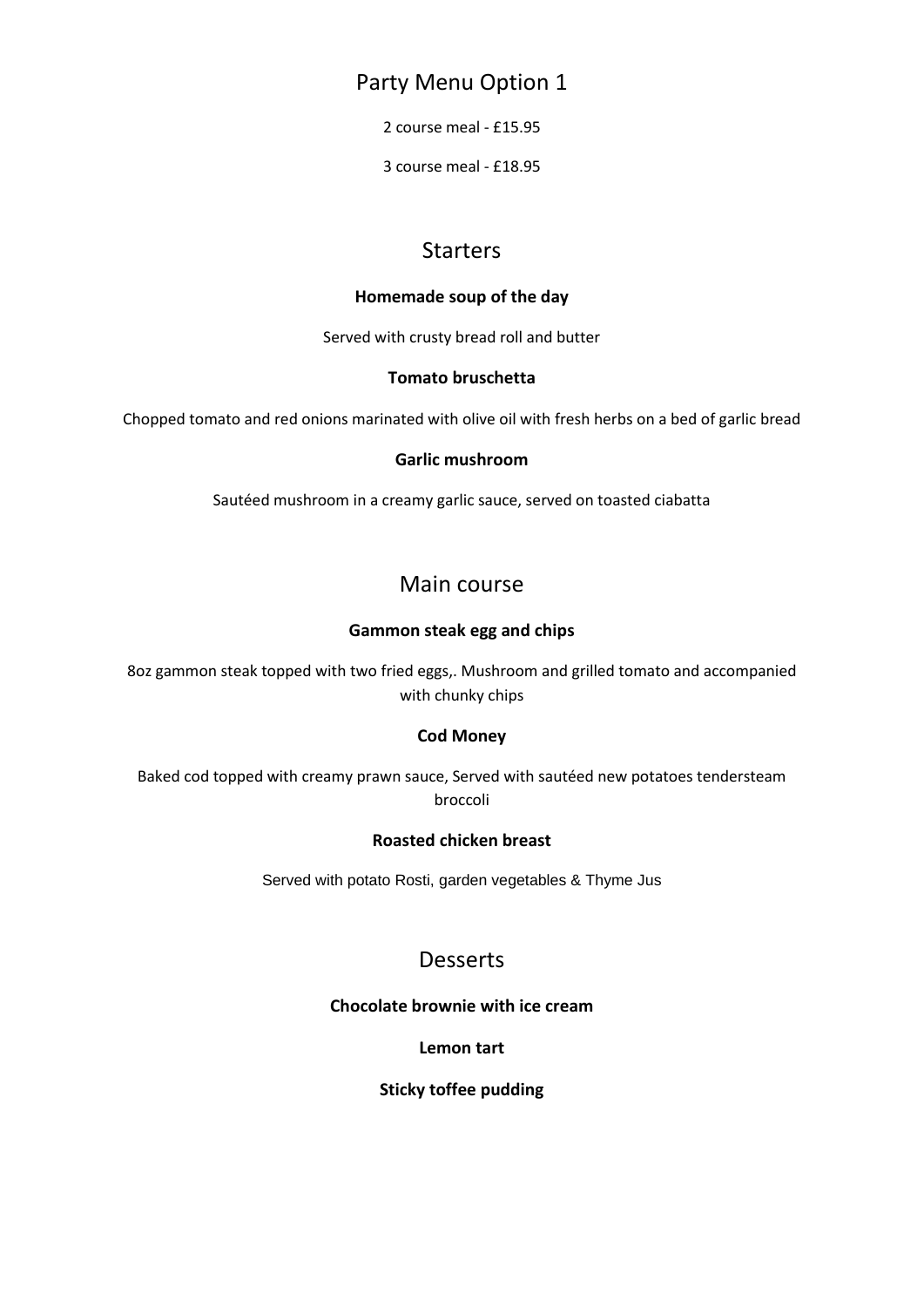# Party Menu Option 1

2 course meal - £15.95

3 course meal - £18.95

## Starters

**Homemade soup of the day**

Served with crusty bread roll and butter

**Tomato bruschetta**

Chopped tomato and red onions marinated with olive oil with fresh herbs on a bed of garlic bread

**Garlic mushroom**

Sautéed mushroom in a creamy garlic sauce, served on toasted ciabatta

## Main course

**Gammon steak egg and chips**

8oz gammon steak topped with two fried eggs,. Mushroom and grilled tomato and accompanied with chunky chips

**Cod Money**

Baked cod topped with creamy prawn sauce, Served with sautéed new potatoes tendersteam broccoli

**Roasted chicken breast**

Served with potato Rosti, garden vegetables & Thyme Jus

## Desserts

**Chocolate brownie with ice cream**

**Lemon tart**

**Sticky toffee pudding**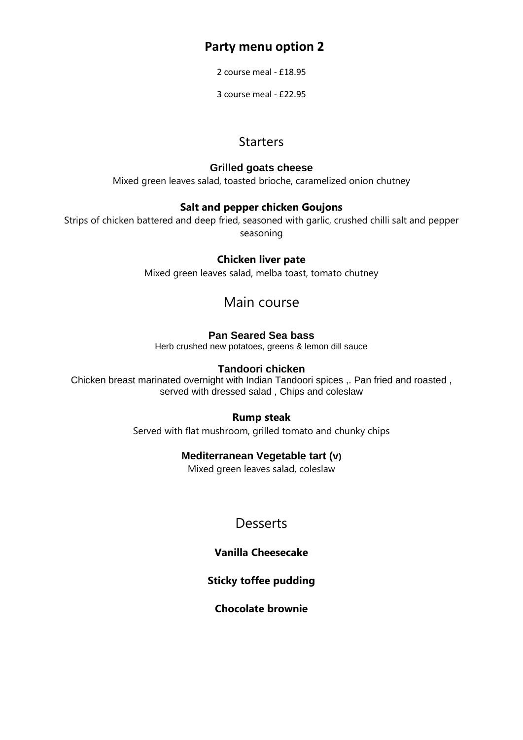# Party menu option 2

2 course meal - £18.95

3 course meal - £22.95

## Starters

**Grilled goats cheese**

Mixed green leaves salad, toasted brioche, caramelized onion chutney

**Salt and pepper chicken Goujons**

Strips of chicken battered and deep fried, seasoned with garlic, crushed chilli salt and pepper seasoning

**Chicken liver pate**

Mixed green leaves salad, melba toast, tomato chutney

## Main course

**Pan Seared Sea bass**

Herb crushed new potatoes, greens & lemon dill sauce

**Tandoori chicken**

Chicken breast marinated overnight with Indian Tandoori spices ,. Pan fried and roasted , served with dressed salad , Chips and coleslaw

**Rump steak**

Served with flat mushroom, grilled tomato and chunky chips

**Mediterranean Vegetable tart (v)**

Mixed green leaves salad, coleslaw

## Desserts

**Vanilla Cheesecake**

**Sticky toffee pudding**

**Chocolate brownie**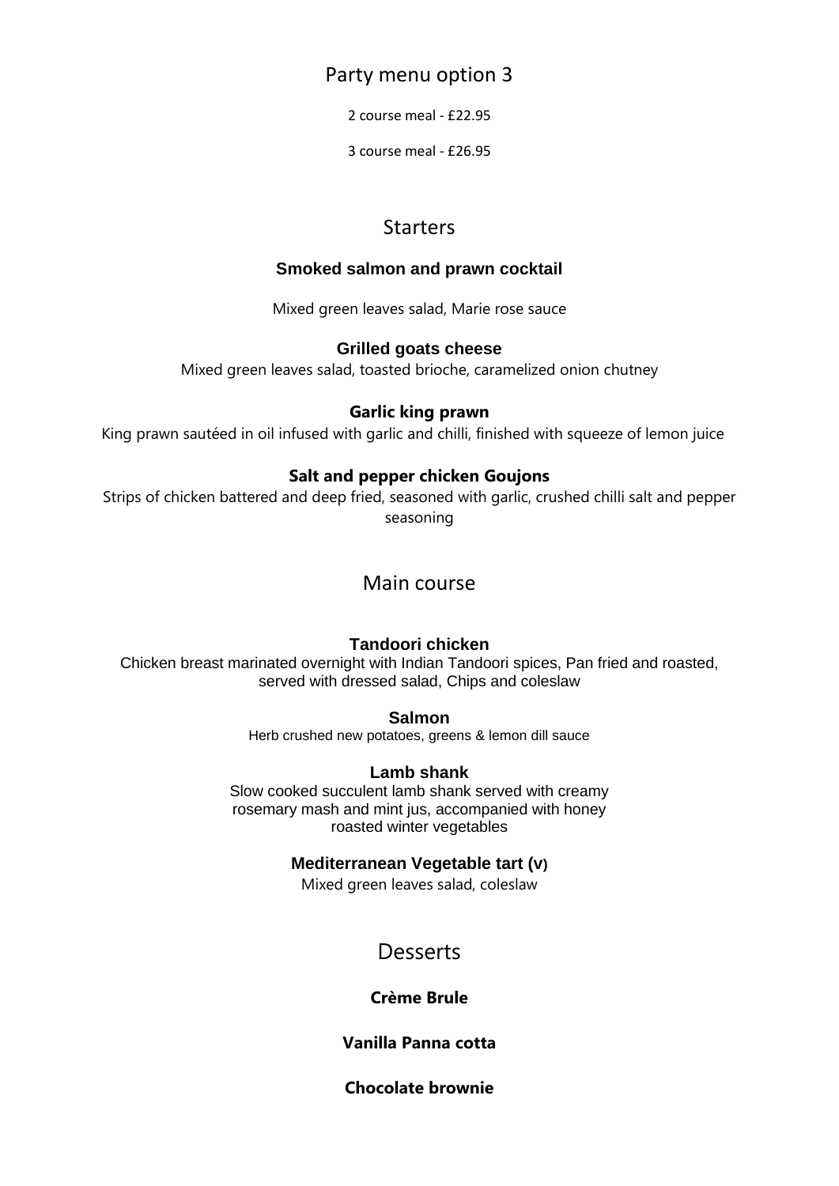# Party menu option 3

2 course meal - £22.95

3 course meal - £26.95

## Starters

**Smoked salmon and prawn cocktail**

Mixed green leaves salad, Marie rose sauce

**Grilled goats cheese**

Mixed green leaves salad, toasted brioche, caramelized onion chutney

**Garlic king prawn**

King prawn sautéed in oil infused with garlic and chilli, finished with squeeze of lemon juice

**Salt and pepper chicken Goujons**

Strips of chicken battered and deep fried, seasoned with garlic, crushed chilli salt and pepper seasoning

## Main course

**Tandoori chicken**

Chicken breast marinated overnight with Indian Tandoori spices, Pan fried and roasted, served with dressed salad, Chips and coleslaw

**Salmon**

Herb crushed new potatoes, greens & lemon dill sauce

**Lamb shank**

Slow cooked succulent lamb shank served with creamy rosemary mash and mint jus, accompanied with honey roasted winter vegetables

**Mediterranean Vegetable tart (v)**

Mixed green leaves salad, coleslaw

## Desserts

**Crème Brule**

**Vanilla Panna cotta**

**Chocolate brownie**